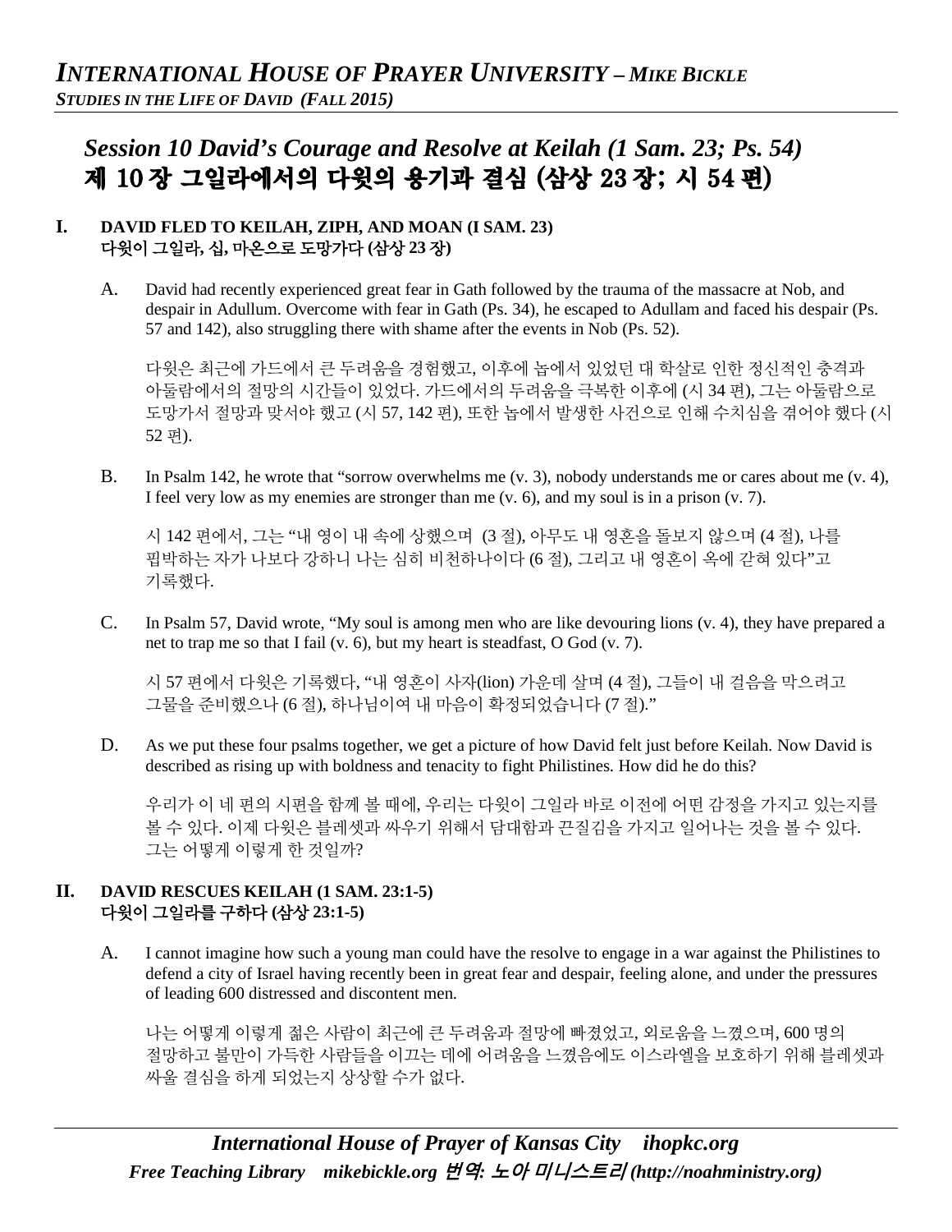## Session 10 David's Courage and Resolve at Keilah (1 Sam. 23; Ps. 54)
## 제 10 장 그일라에서의 다윗의 용기과 결심 (삼상 23 장; 시 54 편)

### I. DAVID FLED TO KEILAH, ZIPH, AND MOAN (I SAM. 23)
### 다윗이 그일라, 십, 마온으로 도망가다 (삼상 23 장)

A. David had recently experienced great fear in Gath followed by the trauma of the massacre at Nob, and despair in Adullum. Overcome with fear in Gath (Ps. 34), he escaped to Adullam and faced his despair (Ps. 57 and 142), also struggling there with shame after the events in Nob (Ps. 52).

다윗은 최근에 가드에서 큰 두려움을 경험했고, 이후에 놉에서 있었던 대 학살로 인한 정신적인 충격과 아둘람에서의 절망의 시간들이 있었다. 가드에서의 두려움을 극복한 이후에 (시 34 편), 그는 아둘람으로 도망가서 절망과 맞서야 했고 (시 57, 142 편), 또한 놉에서 발생한 사건으로 인해 수치심을 겪어야 했다 (시 52 편).

B. In Psalm 142, he wrote that "sorrow overwhelms me (v. 3), nobody understands me or cares about me (v. 4), I feel very low as my enemies are stronger than me (v. 6), and my soul is in a prison (v. 7).

시 142 편에서, 그는 "내 영이 내 속에 상했으며 (3 절), 아무도 내 영혼을 돌보지 않으며 (4 절), 나를 핍박하는 자가 나보다 강하니 나는 심히 비천하나이다 (6 절), 그리고 내 영혼이 옥에 갇혀 있다"고 기록했다.

C. In Psalm 57, David wrote, "My soul is among men who are like devouring lions (v. 4), they have prepared a net to trap me so that I fail (v. 6), but my heart is steadfast, O God (v. 7).

시 57 편에서 다윗은 기록했다, "내 영혼이 사자(lion) 가운데 살며 (4 절), 그들이 내 걸음을 막으려고 그물을 준비했으나 (6 절), 하나님이여 내 마음이 확정되었습니다 (7 절)."

D. As we put these four psalms together, we get a picture of how David felt just before Keilah. Now David is described as rising up with boldness and tenacity to fight Philistines. How did he do this?

우리가 이 네 편의 시편을 함께 볼 때에, 우리는 다윗이 그일라 바로 이전에 어떤 감정을 가지고 있는지를 볼 수 있다. 이제 다윗은 블레셋과 싸우기 위해서 담대함과 끈질김을 가지고 일어나는 것을 볼 수 있다. 그는 어떻게 이렇게 한 것일까?

### II. DAVID RESCUES KEILAH (1 SAM. 23:1-5)
### 다윗이 그일라를 구하다 (삼상 23:1-5)

A. I cannot imagine how such a young man could have the resolve to engage in a war against the Philistines to defend a city of Israel having recently been in great fear and despair, feeling alone, and under the pressures of leading 600 distressed and discontent men.

나는 어떻게 이렇게 젊은 사람이 최근에 큰 두려움과 절망에 빠졌었고, 외로움을 느꼈으며, 600 명의 절망하고 불만이 가득한 사람들을 이끄는 데에 어려움을 느꼈음에도 이스라엘을 보호하기 위해 블레셋과 싸울 결심을 하게 되었는지 상상할 수가 없다.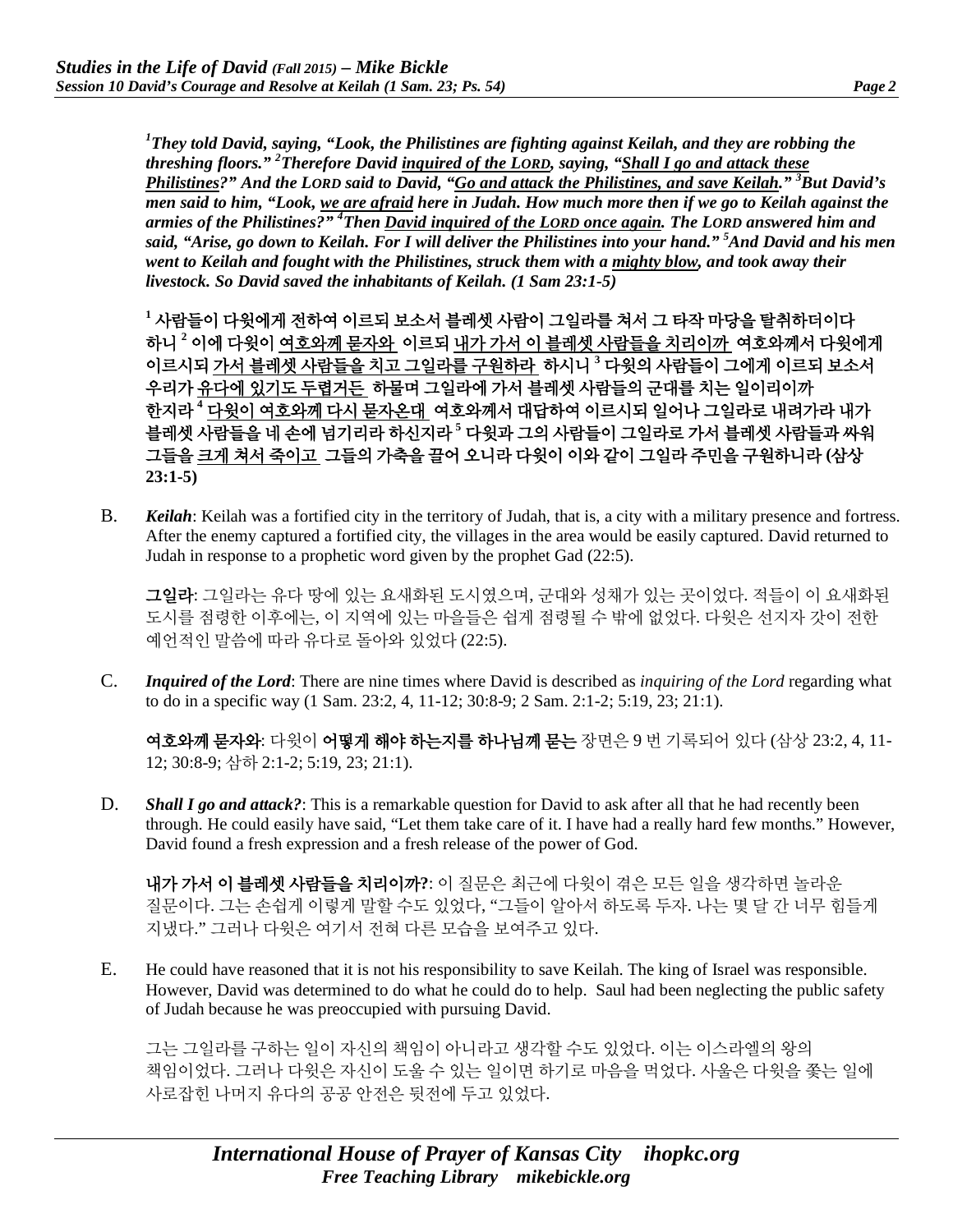***[1]They told David, saying, "Look, the Philistines are fighting against Keilah, and they are robbing the threshing floors." [2]Therefore David <u>inquired of the LORD</u>, saying, "<u>Shall I go and attack these Philistines</u>?" And the LORD said to David, "<u>Go and attack the Philistines, and save Keilah.</u>" [3]But David's men said to him, "Look, <u>we are afraid</u> here in Judah. How much more then if we go to Keilah against the armies of the Philistines?" [4]Then <u>David inquired of the LORD once again</u>. The LORD answered him and said, "Arise, go down to Keilah. For I will deliver the Philistines into your hand." [5]And David and his men went to Keilah and fought with the Philistines, struck them with a <u>mighty blow</u>, and took away their livestock. So David saved the inhabitants of Keilah. (1 Sam 23:1-5)***

**[1] 사람들이 다윗에게 전하여 이르되 보소서 블레셋 사람이 그일라를 쳐서 그 타작 마당을 탈취하더이다 하니 [2] 이에 다윗이 <u>여호와께 묻자와</u> 이르되 <u>내가 가서 이 블레셋 사람들을 치리이까</u> 여호와께서 다윗에게 이르시되 <u>가서 블레셋 사람들을 치고 그일라를 구원하라</u> 하시니 [3] 다윗의 사람들이 그에게 이르되 보소서 우리가 <u>유다에 있기도 두렵거든</u> 하물며 그일라에 가서 블레셋 사람들의 군대를 치는 일이리이까 한지라 [4] <u>다윗이 여호와께 다시 묻자온대</u> 여호와께서 대답하여 이르시되 일어나 그일라로 내려가라 내가 블레셋 사람들을 네 손에 넘기리라 하신지라 [5] 다윗과 그의 사람들이 그일라로 가서 블레셋 사람들과 싸워 그들을 <u>크게 쳐서 죽이고</u> 그들의 가축을 끌어 오니라 다윗이 이와 같이 그일라 주민을 구원하니라 (삼상 23:1-5)**

B. ***Keilah***: Keilah was a fortified city in the territory of Judah, that is, a city with a military presence and fortress. After the enemy captured a fortified city, the villages in the area would be easily captured. David returned to Judah in response to a prophetic word given by the prophet Gad (22:5).

**그일라**: 그일라는 유다 땅에 있는 요새화된 도시였으며, 군대와 성채가 있는 곳이었다. 적들이 이 요새화된 도시를 점령한 이후에는, 이 지역에 있는 마을들은 쉽게 점령될 수 밖에 없었다. 다윗은 선지자 갓이 전한 예언적인 말씀에 따라 유다로 돌아와 있었다 (22:5).

C. ***Inquired of the Lord***: There are nine times where David is described as *inquiring of the Lord* regarding what to do in a specific way (1 Sam. 23:2, 4, 11-12; 30:8-9; 2 Sam. 2:1-2; 5:19, 23; 21:1).

**여호와께 묻자와**: 다윗이 **어떻게 해야 하는지를 하나님께 묻는** 장면은 9 번 기록되어 있다 (삼상 23:2, 4, 11-12; 30:8-9; 삼하 2:1-2; 5:19, 23; 21:1).

D. ***Shall I go and attack?***: This is a remarkable question for David to ask after all that he had recently been through. He could easily have said, "Let them take care of it. I have had a really hard few months." However, David found a fresh expression and a fresh release of the power of God.

**내가 가서 이 블레셋 사람들을 치리이까?**: 이 질문은 최근에 다윗이 겪은 모든 일을 생각하면 놀라운 질문이다. 그는 손쉽게 이렇게 말할 수도 있었다, "그들이 알아서 하도록 두자. 나는 몇 달 간 너무 힘들게 지냈다." 그러나 다윗은 여기서 전혀 다른 모습을 보여주고 있다.

E. He could have reasoned that it is not his responsibility to save Keilah. The king of Israel was responsible. However, David was determined to do what he could do to help. Saul had been neglecting the public safety of Judah because he was preoccupied with pursuing David.

그는 그일라를 구하는 일이 자신의 책임이 아니라고 생각할 수도 있었다. 이는 이스라엘의 왕의 책임이었다. 그러나 다윗은 자신이 도울 수 있는 일이면 하기로 마음을 먹었다. 사울은 다윗을 쫓는 일에 사로잡힌 나머지 유다의 공공 안전은 뒷전에 두고 있었다.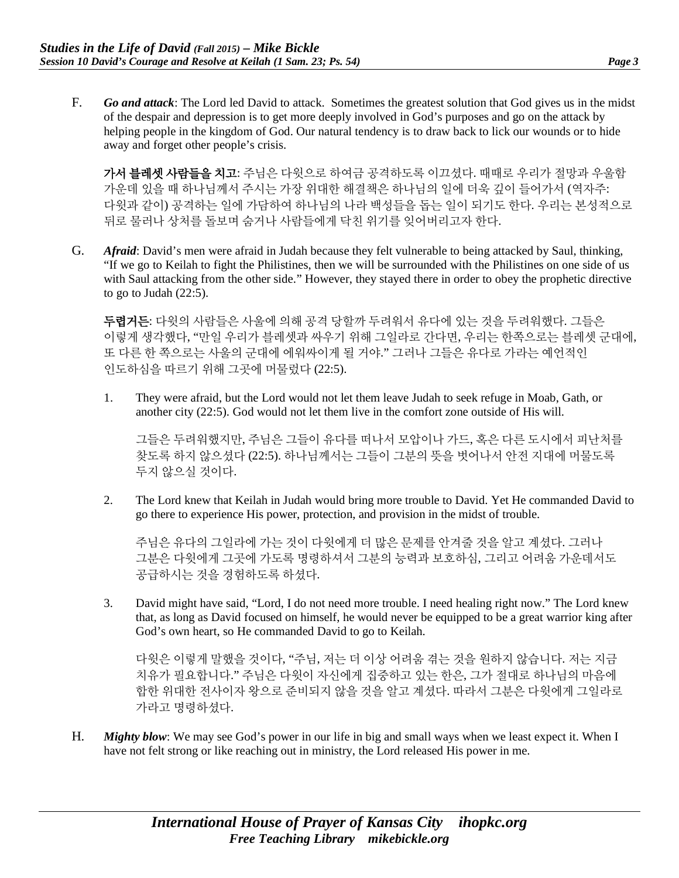F. ***Go and attack***: The Lord led David to attack. Sometimes the greatest solution that God gives us in the midst of the despair and depression is to get more deeply involved in God's purposes and go on the attack by helping people in the kingdom of God. Our natural tendency is to draw back to lick our wounds or to hide away and forget other people's crisis.

**가서 블레셋 사람들을 치고**: 주님은 다윗으로 하여금 공격하도록 이끄셨다. 때때로 우리가 절망과 우울함 가운데 있을 때 하나님께서 주시는 가장 위대한 해결책은 하나님의 일에 더욱 깊이 들어가서 (역자주: 다윗과 같이) 공격하는 일에 가담하여 하나님의 나라 백성들을 돕는 일이 되기도 한다. 우리는 본성적으로 뒤로 물러나 상처를 돌보며 숨거나 사람들에게 닥친 위기를 잊어버리고자 한다.

G. ***Afraid***: David's men were afraid in Judah because they felt vulnerable to being attacked by Saul, thinking, "If we go to Keilah to fight the Philistines, then we will be surrounded with the Philistines on one side of us with Saul attacking from the other side." However, they stayed there in order to obey the prophetic directive to go to Judah (22:5).

**두렵거든**: 다윗의 사람들은 사울에 의해 공격 당할까 두려워서 유다에 있는 것을 두려워했다. 그들은 이렇게 생각했다, "만일 우리가 블레셋과 싸우기 위해 그일라로 간다면, 우리는 한쪽으로는 블레셋 군대에, 또 다른 한 쪽으로는 사울의 군대에 에워싸이게 될 거야." 그러나 그들은 유다로 가라는 예언적인 인도하심을 따르기 위해 그곳에 머물렀다 (22:5).

1. They were afraid, but the Lord would not let them leave Judah to seek refuge in Moab, Gath, or another city (22:5). God would not let them live in the comfort zone outside of His will.

   그들은 두려워했지만, 주님은 그들이 유다를 떠나서 모압이나 가드, 혹은 다른 도시에서 피난처를 찾도록 하지 않으셨다 (22:5). 하나님께서는 그들이 그분의 뜻을 벗어나서 안전 지대에 머물도록 두지 않으실 것이다.

2. The Lord knew that Keilah in Judah would bring more trouble to David. Yet He commanded David to go there to experience His power, protection, and provision in the midst of trouble.

   주님은 유다의 그일라에 가는 것이 다윗에게 더 많은 문제를 안겨줄 것을 알고 계셨다. 그러나 그분은 다윗에게 그곳에 가도록 명령하셔서 그분의 능력과 보호하심, 그리고 어려움 가운데서도 공급하시는 것을 경험하도록 하셨다.

3. David might have said, "Lord, I do not need more trouble. I need healing right now." The Lord knew that, as long as David focused on himself, he would never be equipped to be a great warrior king after God's own heart, so He commanded David to go to Keilah.

   다윗은 이렇게 말했을 것이다, "주님, 저는 더 이상 어려움 겪는 것을 원하지 않습니다. 저는 지금 치유가 필요합니다." 주님은 다윗이 자신에게 집중하고 있는 한은, 그가 절대로 하나님의 마음에 합한 위대한 전사이자 왕으로 준비되지 않을 것을 알고 계셨다. 따라서 그분은 다윗에게 그일라로 가라고 명령하셨다.

H. ***Mighty blow***: We may see God's power in our life in big and small ways when we least expect it. When I have not felt strong or like reaching out in ministry, the Lord released His power in me.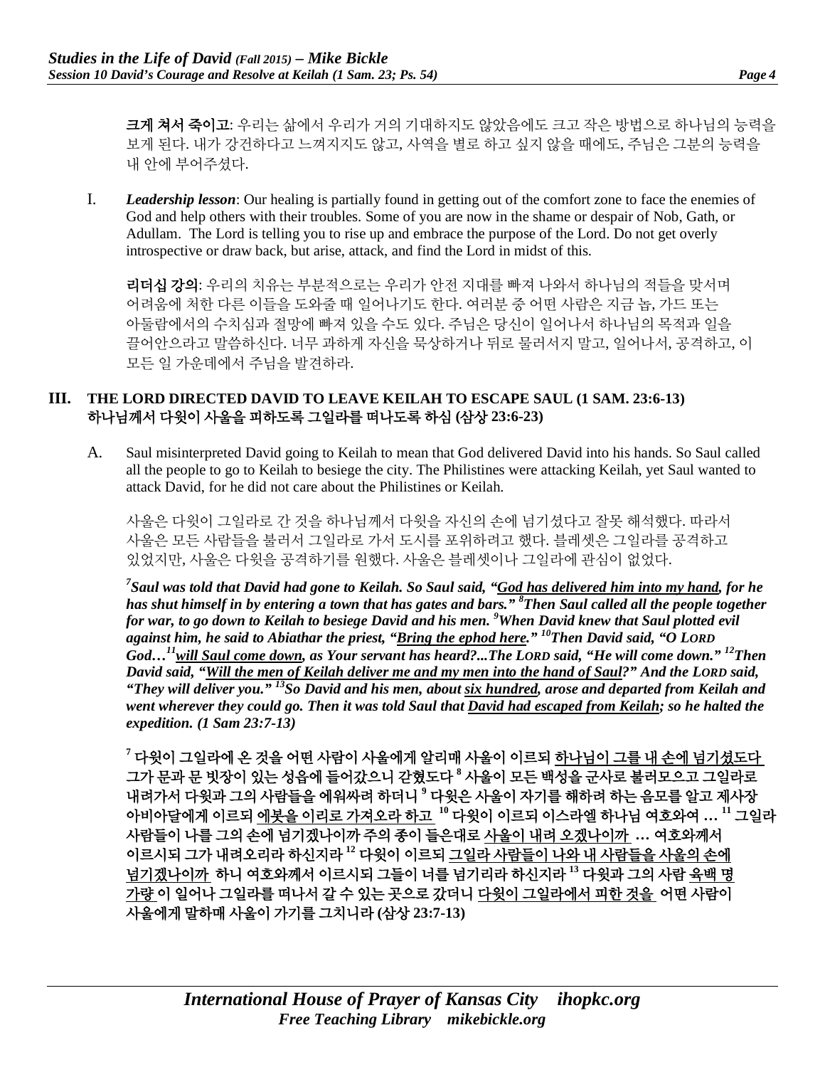**크게 쳐서 죽이고**: 우리는 삶에서 우리가 거의 기대하지도 않았음에도 크고 작은 방법으로 하나님의 능력을 보게 된다. 내가 강건하다고 느껴지지도 않고, 사역을 별로 하고 싶지 않을 때에도, 주님은 그분의 능력을 내 안에 부어주셨다.

I. ***Leadership lesson***: Our healing is partially found in getting out of the comfort zone to face the enemies of God and help others with their troubles. Some of you are now in the shame or despair of Nob, Gath, or Adullam. The Lord is telling you to rise up and embrace the purpose of the Lord. Do not get overly introspective or draw back, but arise, attack, and find the Lord in midst of this.

**리더십 강의**: 우리의 치유는 부분적으로는 우리가 안전 지대를 빠져 나와서 하나님의 적들을 맞서며 어려움에 처한 다른 이들을 도와줄 때 일어나기도 한다. 여러분 중 어떤 사람은 지금 놉, 가드 또는 아둘람에서의 수치심과 절망에 빠져 있을 수도 있다. 주님은 당신이 일어나서 하나님의 목적과 일을 끌어안으라고 말씀하신다. 너무 과하게 자신을 묵상하거나 뒤로 물러서지 말고, 일어나서, 공격하고, 이 모든 일 가운데에서 주님을 발견하라.

## III. THE LORD DIRECTED DAVID TO LEAVE KEILAH TO ESCAPE SAUL (1 SAM. 23:6-13) 하나님께서 다윗이 사울을 피하도록 그일라를 떠나도록 하심 (삼상 23:6-23)

A. Saul misinterpreted David going to Keilah to mean that God delivered David into his hands. So Saul called all the people to go to Keilah to besiege the city. The Philistines were attacking Keilah, yet Saul wanted to attack David, for he did not care about the Philistines or Keilah.

사울은 다윗이 그일라로 간 것을 하나님께서 다윗을 자신의 손에 넘기셨다고 잘못 해석했다. 따라서 사울은 모든 사람들을 불러서 그일라로 가서 도시를 포위하려고 했다. 블레셋은 그일라를 공격하고 있었지만, 사울은 다윗을 공격하기를 원했다. 사울은 블레셋이나 그일라에 관심이 없었다.

***[7]Saul was told that David had gone to Keilah. So Saul said, "God has delivered him into my hand, for he has shut himself in by entering a town that has gates and bars." [8]Then Saul called all the people together for war, to go down to Keilah to besiege David and his men. [9]When David knew that Saul plotted evil against him, he said to Abiathar the priest, "Bring the ephod here." [10]Then David said, "O LORD God…[11]will Saul come down, as Your servant has heard?...The LORD said, "He will come down." [12]Then David said, "Will the men of Keilah deliver me and my men into the hand of Saul?" And the LORD said, "They will deliver you." [13]So David and his men, about six hundred, arose and departed from Keilah and went wherever they could go. Then it was told Saul that David had escaped from Keilah; so he halted the expedition. (1 Sam 23:7-13)***

**[7] 다윗이 그일라에 온 것을 어떤 사람이 사울에게 알리매 사울이 이르되 하나님이 그를 내 손에 넘기셨도다 그가 문과 문 빗장이 있는 성읍에 들어갔으니 갇혔도다 [8] 사울이 모든 백성을 군사로 불러모으고 그일라로 내려가서 다윗과 그의 사람들을 에워싸려 하더니 [9] 다윗은 사울이 자기를 해하려 하는 음모를 알고 제사장 아비아달에게 이르되 에봇을 이리로 가져오라 하고 [10] 다윗이 이르되 이스라엘 하나님 여호와여 … [11] 그일라 사람들이 나를 그의 손에 넘기겠나이까 주의 종이 들은대로 사울이 내려 오겠나이까 … 여호와께서 이르시되 그가 내려오리라 하신지라 [12] 다윗이 이르되 그일라 사람들이 나와 내 사람들을 사울의 손에 넘기겠나이까 하니 여호와께서 이르시되 그들이 너를 넘기리라 하신지라 [13] 다윗과 그의 사람 육백 명 가량이 일어나 그일라를 떠나서 갈 수 있는 곳으로 갔더니 다윗이 그일라에서 피한 것을 어떤 사람이 사울에게 말하매 사울이 가기를 그치니라 (삼상 23:7-13)**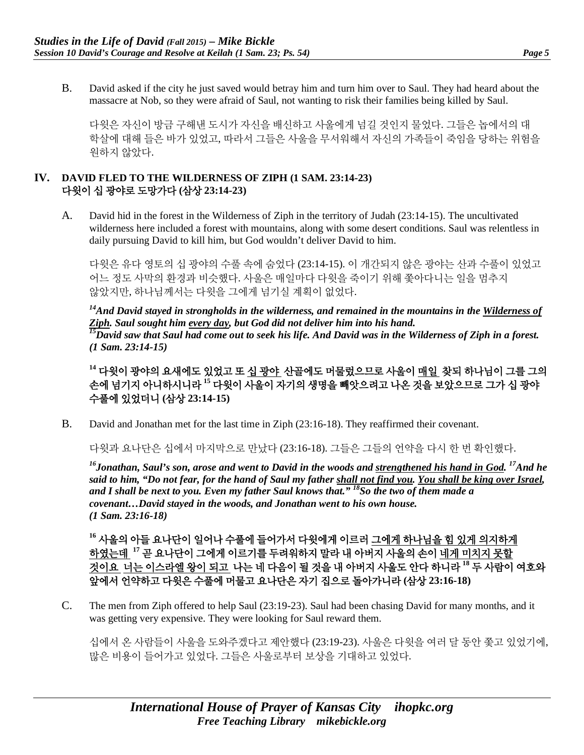B. David asked if the city he just saved would betray him and turn him over to Saul. They had heard about the massacre at Nob, so they were afraid of Saul, not wanting to risk their families being killed by Saul.

다윗은 자신이 방금 구해낸 도시가 자신을 배신하고 사울에게 넘길 것인지 물었다. 그들은 놉에서의 대학살에 대해 들은 바가 있었고, 따라서 그들은 사울을 무서워해서 자신의 가족들이 죽임을 당하는 위험을 원하지 않았다.

## IV. DAVID FLED TO THE WILDERNESS OF ZIPH (1 SAM. 23:14-23)
## 다윗이 십 광야로 도망가다 (삼상 23:14-23)

A. David hid in the forest in the Wilderness of Ziph in the territory of Judah (23:14-15). The uncultivated wilderness here included a forest with mountains, along with some desert conditions. Saul was relentless in daily pursuing David to kill him, but God wouldn't deliver David to him.

다윗은 유다 영토의 십 광야의 수풀 속에 숨었다 (23:14-15). 이 개간되지 않은 광야는 산과 수풀이 있었고 어느 정도 사막의 환경과 비슷했다. 사울은 매일마다 다윗을 죽이기 위해 쫓아다니는 일을 멈추지 않았지만, 하나님께서는 다윗을 그에게 넘기실 계획이 없었다.

***[14]And David stayed in strongholds in the wilderness, and remained in the mountains in the <u>Wilderness of Ziph</u>. Saul sought him <u>every day</u>, but God did not deliver him into his hand.***
***[15]David saw that Saul had come out to seek his life. And David was in the Wilderness of Ziph in a forest. (1 Sam. 23:14-15)***

**[14] 다윗이 광야의 요새에도 있었고 또 <u>십 광야</u> 산골에도 머물렀으므로 사울이 <u>매일</u> 찾되 하나님이 그를 그의 손에 넘기지 아니하시니라 [15] 다윗이 사울이 자기의 생명을 빼앗으려고 나온 것을 보았으므로 그가 십 광야 수풀에 있었더니 (삼상 23:14-15)**

B. David and Jonathan met for the last time in Ziph (23:16-18). They reaffirmed their covenant.

다윗과 요나단은 십에서 마지막으로 만났다 (23:16-18). 그들은 그들의 언약을 다시 한 번 확인했다.

***[16]Jonathan, Saul's son, arose and went to David in the woods and <u>strengthened his hand in God</u>. [17]And he said to him, "Do not fear, for the hand of Saul my father <u>shall not find you</u>. <u>You shall be king over Israel</u>, and I shall be next to you. Even my father Saul knows that." [18]So the two of them made a covenant…David stayed in the woods, and Jonathan went to his own house. (1 Sam. 23:16-18)***

**[16] 사울의 아들 요나단이 일어나 수풀에 들어가서 다윗에게 이르러 <u>그에게 하나님을 힘 있게 의지하게 하였는데</u> [17] 곧 요나단이 그에게 이르기를 두려워하지 말라 내 아버지 사울의 손이 <u>네게 미치지 못할 것이요</u> <u>너는 이스라엘 왕이 되고</u> 나는 네 다음이 될 것을 내 아버지 사울도 안다 하니라 [18] 두 사람이 여호와 앞에서 언약하고 다윗은 수풀에 머물고 요나단은 자기 집으로 돌아가니라 (삼상 23:16-18)**

C. The men from Ziph offered to help Saul (23:19-23). Saul had been chasing David for many months, and it was getting very expensive. They were looking for Saul reward them.

십에서 온 사람들이 사울을 도와주겠다고 제안했다 (23:19-23). 사울은 다윗을 여러 달 동안 쫓고 있었기에, 많은 비용이 들어가고 있었다. 그들은 사울로부터 보상을 기대하고 있었다.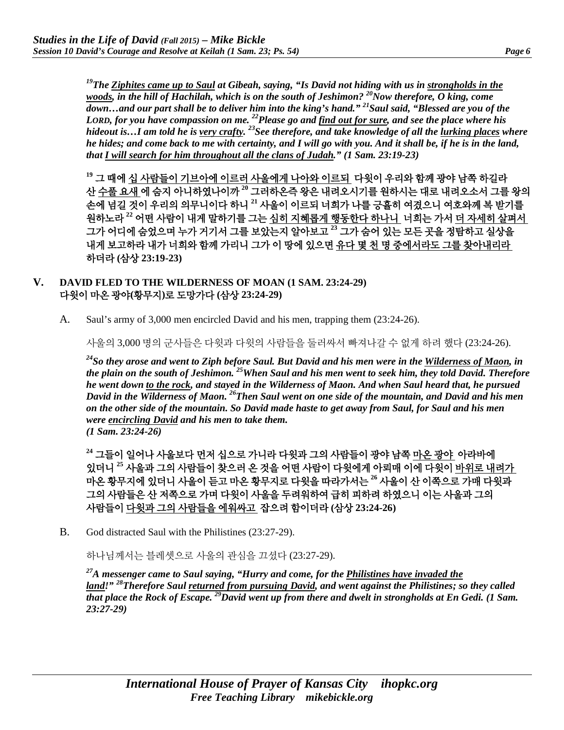***[19]The Ziphites came up to Saul at Gibeah, saying, "Is David not hiding with us in strongholds in the woods, in the hill of Hachilah, which is on the south of Jeshimon? [20]Now therefore, O king, come down…and our part shall be to deliver him into the king's hand." [21]Saul said, "Blessed are you of the LORD, for you have compassion on me. [22]Please go and find out for sure, and see the place where his hideout is…I am told he is very crafty. [23]See therefore, and take knowledge of all the lurking places where he hides; and come back to me with certainty, and I will go with you. And it shall be, if he is in the land, that I will search for him throughout all the clans of Judah." (1 Sam. 23:19-23)***

**[19] 그 때에 십 사람들이 기브아에 이르러 사울에게 나아와 이르되 다윗이 우리와 함께 광야 남쪽 하길라 산 수풀 요새 에 숨지 아니하였나이까 [20] 그러하온즉 왕은 내려오시기를 원하시는 대로 내려오소서 그를 왕의 손에 넘길 것이 우리의 의무니이다 하니 [21] 사울이 이르되 너희가 나를 긍휼히 여겼으니 여호와께 복 받기를 원하노라 [22] 어떤 사람이 내게 말하기를 그는 심히 지혜롭게 행동한다 하나니 너희는 가서 더 자세히 살펴서 그가 어디에 숨었으며 누가 거기서 그를 보았는지 알아보고 [23] 그가 숨어 있는 모든 곳을 정탐하고 실상을 내게 보고하라 내가 너희와 함께 가리니 그가 이 땅에 있으면 유다 몇 천 명 중에서라도 그를 찾아내리라 하더라 (삼상 23:19-23)**

## V. DAVID FLED TO THE WILDERNESS OF MOAN (1 SAM. 23:24-29)
## 다윗이 마온 광야(황무지)로 도망가다 (삼상 23:24-29)

A. Saul's army of 3,000 men encircled David and his men, trapping them (23:24-26).

사울의 3,000 명의 군사들은 다윗과 다윗의 사람들을 둘러싸서 빠져나갈 수 없게 하려 했다 (23:24-26).

***[24]So they arose and went to Ziph before Saul. But David and his men were in the Wilderness of Maon, in the plain on the south of Jeshimon. [25]When Saul and his men went to seek him, they told David. Therefore he went down to the rock, and stayed in the Wilderness of Maon. And when Saul heard that, he pursued David in the Wilderness of Maon. [26]Then Saul went on one side of the mountain, and David and his men on the other side of the mountain. So David made haste to get away from Saul, for Saul and his men were encircling David and his men to take them. (1 Sam. 23:24-26)***

**[24] 그들이 일어나 사울보다 먼저 십으로 가니라 다윗과 그의 사람들이 광야 남쪽 마온 광야 아라바에 있더니 [25] 사울과 그의 사람들이 찾으러 온 것을 어떤 사람이 다윗에게 아뢰매 이에 다윗이 바위로 내려가 마온 황무지에 있더니 사울이 듣고 마온 황무지로 다윗을 따라가서는 [26] 사울이 산 이쪽으로 가매 다윗과 그의 사람들은 산 저쪽으로 가며 다윗이 사울을 두려워하여 급히 피하려 하였으니 이는 사울과 그의 사람들이 다윗과 그의 사람들을 에워싸고 잡으려 함이더라 (삼상 23:24-26)**

B. God distracted Saul with the Philistines (23:27-29).

하나님께서는 블레셋으로 사울의 관심을 끄셨다 (23:27-29).

***[27]A messenger came to Saul saying, "Hurry and come, for the Philistines have invaded the land!" [28]Therefore Saul returned from pursuing David, and went against the Philistines; so they called that place the Rock of Escape. [29]David went up from there and dwelt in strongholds at En Gedi. (1 Sam. 23:27-29)***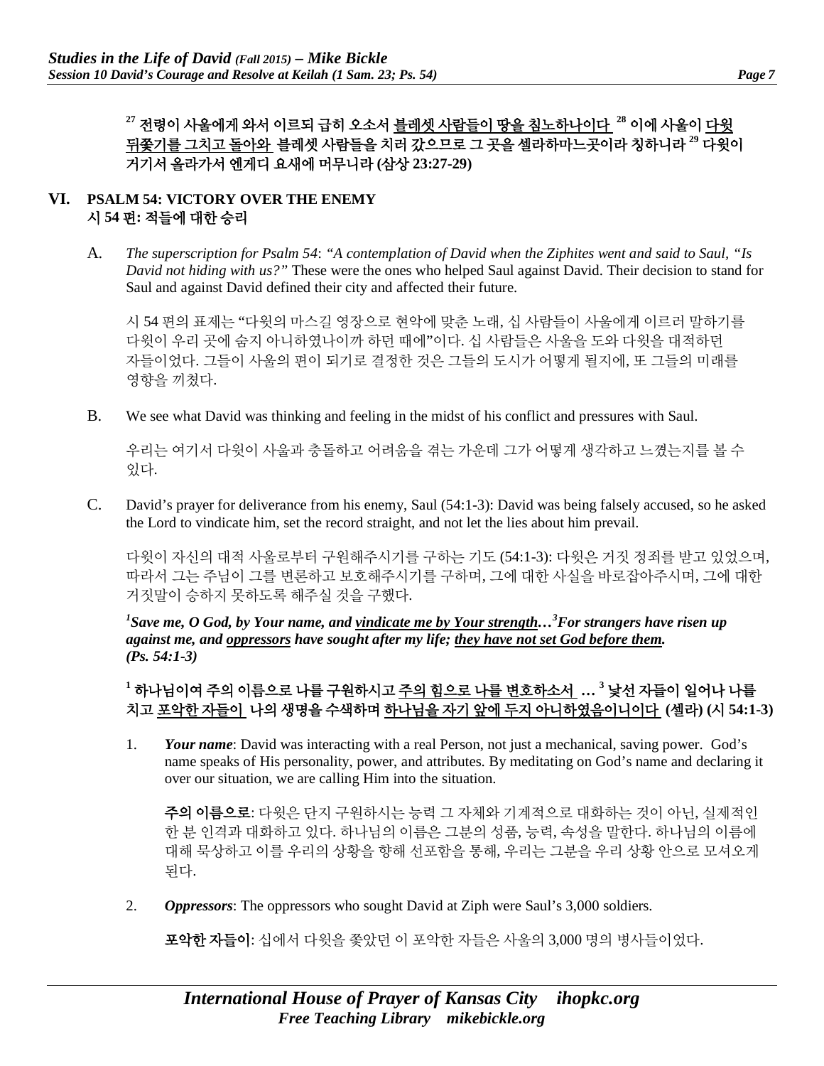**[27] 전령이 사울에게 와서 이르되 급히 오소서 <u>블레셋 사람들이 땅을 침노하나이다</u> [28] 이에 사울이 <u>다윗 뒤쫓기를 그치고 돌아와</u> 블레셋 사람들을 치러 갔으므로 그 곳을 셀라하마느곳이라 칭하니라 [29] 다윗이 거기서 올라가서 엔게디 요새에 머무니라 (삼상 23:27-29)**

## VI. PSALM 54: VICTORY OVER THE ENEMY 시 54 편: 적들에 대한 승리

A. *The superscription for Psalm 54*: *"A contemplation of David when the Ziphites went and said to Saul, "Is David not hiding with us?"* These were the ones who helped Saul against David. Their decision to stand for Saul and against David defined their city and affected their future.

시 54 편의 표제는 "다윗의 마스길 영장으로 현악에 맞춘 노래, 십 사람들이 사울에게 이르러 말하기를 다윗이 우리 곳에 숨지 아니하였나이까 하던 때에"이다. 십 사람들은 사울을 도와 다윗을 대적하던 자들이었다. 그들이 사울의 편이 되기로 결정한 것은 그들의 도시가 어떻게 될지에, 또 그들의 미래를 영향을 끼쳤다.

B. We see what David was thinking and feeling in the midst of his conflict and pressures with Saul.

우리는 여기서 다윗이 사울과 충돌하고 어려움을 겪는 가운데 그가 어떻게 생각하고 느꼈는지를 볼 수 있다.

C. David's prayer for deliverance from his enemy, Saul (54:1-3): David was being falsely accused, so he asked the Lord to vindicate him, set the record straight, and not let the lies about him prevail.

다윗이 자신의 대적 사울로부터 구원해주시기를 구하는 기도 (54:1-3): 다윗은 거짓 정죄를 받고 있었으며, 따라서 그는 주님이 그를 변론하고 보호해주시기를 구하며, 그에 대한 사실을 바로잡아주시며, 그에 대한 거짓말이 승하지 못하도록 해주실 것을 구했다.

***[1]Save me, O God, by Your name, and <u>vindicate me by Your strength</u>…[3]For strangers have risen up against me, and <u>oppressors</u> have sought after my life; <u>they have not set God before them</u>. (Ps. 54:1-3)***

**[1] 하나님이여 주의 이름으로 나를 구원하시고 <u>주의 힘으로 나를 변호하소서</u> … [3] 낯선 자들이 일어나 나를 치고 <u>포악한 자들이</u> 나의 생명을 수색하며 <u>하나님을 자기 앞에 두지 아니하였음이니이다</u> (셀라) (시 54:1-3)**

1. ***Your name***: David was interacting with a real Person, not just a mechanical, saving power. God's name speaks of His personality, power, and attributes. By meditating on God's name and declaring it over our situation, we are calling Him into the situation.

   **주의 이름으로**: 다윗은 단지 구원하시는 능력 그 자체와 기계적으로 대화하는 것이 아닌, 실제적인 한 분 인격과 대화하고 있다. 하나님의 이름은 그분의 성품, 능력, 속성을 말한다. 하나님의 이름에 대해 묵상하고 이를 우리의 상황을 향해 선포함을 통해, 우리는 그분을 우리 상황 안으로 모셔오게 된다.

2. ***Oppressors***: The oppressors who sought David at Ziph were Saul's 3,000 soldiers.

   **포악한 자들이**: 십에서 다윗을 좇았던 이 포악한 자들은 사울의 3,000 명의 병사들이었다.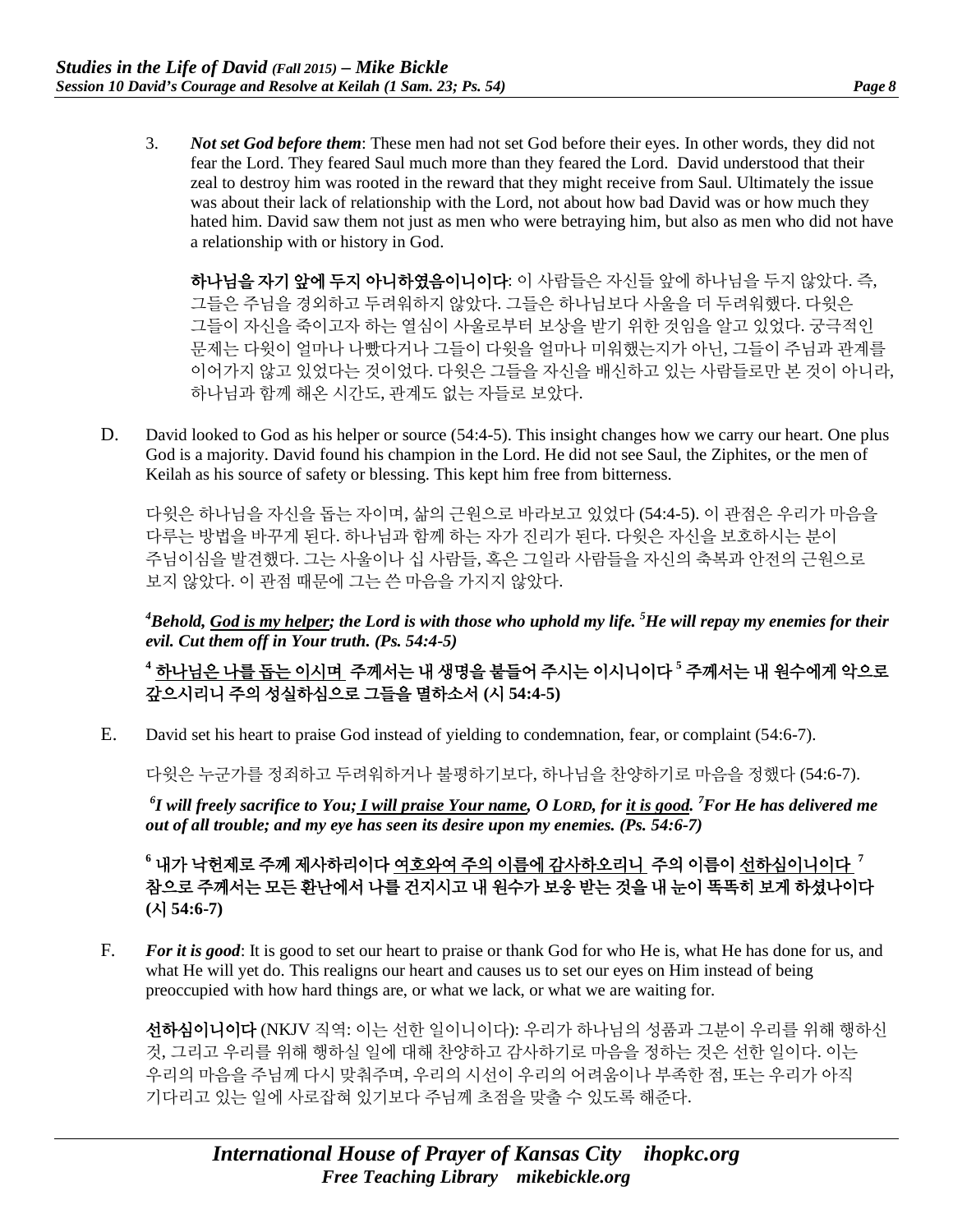3. ***Not set God before them***: These men had not set God before their eyes. In other words, they did not fear the Lord. They feared Saul much more than they feared the Lord. David understood that their zeal to destroy him was rooted in the reward that they might receive from Saul. Ultimately the issue was about their lack of relationship with the Lord, not about how bad David was or how much they hated him. David saw them not just as men who were betraying him, but also as men who did not have a relationship with or history in God.

   **하나님을 자기 앞에 두지 아니하였음이니이다**: 이 사람들은 자신들 앞에 하나님을 두지 않았다. 즉, 그들은 주님을 경외하고 두려워하지 않았다. 그들은 하나님보다 사울을 더 두려워했다. 다윗은 그들이 자신을 죽이고자 하는 열심이 사울로부터 보상을 받기 위한 것임을 알고 있었다. 궁극적인 문제는 다윗이 얼마나 나빴다거나 그들이 다윗을 얼마나 미워했는지가 아닌, 그들이 주님과 관계를 이어가지 않고 있었다는 것이었다. 다윗은 그들을 자신을 배신하고 있는 사람들로만 본 것이 아니라, 하나님과 함께 해온 시간도, 관계도 없는 자들로 보았다.

D. David looked to God as his helper or source (54:4-5). This insight changes how we carry our heart. One plus God is a majority. David found his champion in the Lord. He did not see Saul, the Ziphites, or the men of Keilah as his source of safety or blessing. This kept him free from bitterness.

   다윗은 하나님을 자신을 돕는 자이며, 삶의 근원으로 바라보고 있었다 (54:4-5). 이 관점은 우리가 마음을 다루는 방법을 바꾸게 된다. 하나님과 함께 하는 자가 진리가 된다. 다윗은 자신을 보호하시는 분이 주님이심을 발견했다. 그는 사울이나 십 사람들, 혹은 그일라 사람들을 자신의 축복과 안전의 근원으로 보지 않았다. 이 관점 때문에 그는 쓴 마음을 가지지 않았다.

   ***[4]Behold, <u>God is my helper</u>; the Lord is with those who uphold my life. [5]He will repay my enemies for their evil. Cut them off in Your truth. (Ps. 54:4-5)***

   **[4] <u>하나님은 나를 돕는 이시며</u> 주께서는 내 생명을 붙들어 주시는 이시니이다 [5] 주께서는 내 원수에게 악으로 갚으시리니 주의 성실하심으로 그들을 멸하소서 (시 54:4-5)**

E. David set his heart to praise God instead of yielding to condemnation, fear, or complaint (54:6-7).

   다윗은 누군가를 정죄하고 두려워하거나 불평하기보다, 하나님을 찬양하기로 마음을 정했다 (54:6-7).

   ***[6]I will freely sacrifice to You; <u>I will praise Your name</u>, O LORD, for <u>it is good</u>. [7]For He has delivered me out of all trouble; and my eye has seen its desire upon my enemies. (Ps. 54:6-7)***

   **[6] 내가 낙헌제로 주께 제사하리이다 <u>여호와여 주의 이름에 감사하오리니</u> 주의 이름이 <u>선하심이니이다</u> [7] 참으로 주께서는 모든 환난에서 나를 건지시고 내 원수가 보응 받는 것을 내 눈이 똑똑히 보게 하셨나이다 (시 54:6-7)**

F. ***For it is good***: It is good to set our heart to praise or thank God for who He is, what He has done for us, and what He will yet do. This realigns our heart and causes us to set our eyes on Him instead of being preoccupied with how hard things are, or what we lack, or what we are waiting for.

   **선하심이니이다** (NKJV 직역: 이는 선한 일이니이다): 우리가 하나님의 성품과 그분이 우리를 위해 행하신 것, 그리고 우리를 위해 행하실 일에 대해 찬양하고 감사하기로 마음을 정하는 것은 선한 일이다. 이는 우리의 마음을 주님께 다시 맞춰주며, 우리의 시선이 우리의 어려움이나 부족한 점, 또는 우리가 아직 기다리고 있는 일에 사로잡혀 있기보다 주님께 초점을 맞출 수 있도록 해준다.